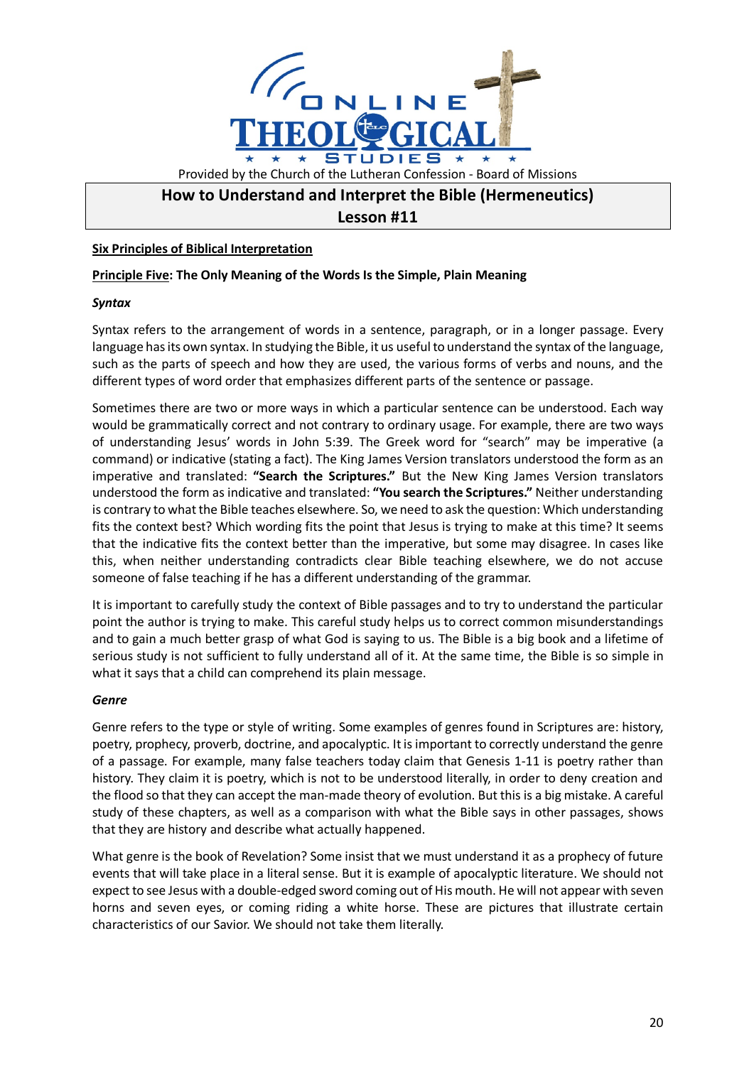ONLINE THEOLOGICAL STUDIES

Provided by the Church of the Lutheran Confession - Board of Missions

# How to Understand and Interpret the Bible (Hermeneutics)
# Lesson #11

**Six Principles of Biblical Interpretation**

**Principle Five: The Only Meaning of the Words Is the Simple, Plain Meaning**

***Syntax***

Syntax refers to the arrangement of words in a sentence, paragraph, or in a longer passage. Every language has its own syntax. In studying the Bible, it us useful to understand the syntax of the language, such as the parts of speech and how they are used, the various forms of verbs and nouns, and the different types of word order that emphasizes different parts of the sentence or passage.

Sometimes there are two or more ways in which a particular sentence can be understood. Each way would be grammatically correct and not contrary to ordinary usage. For example, there are two ways of understanding Jesus' words in John 5:39. The Greek word for "search" may be imperative (a command) or indicative (stating a fact). The King James Version translators understood the form as an imperative and translated: **"Search the Scriptures."** But the New King James Version translators understood the form as indicative and translated: **"You search the Scriptures."** Neither understanding is contrary to what the Bible teaches elsewhere. So, we need to ask the question: Which understanding fits the context best? Which wording fits the point that Jesus is trying to make at this time? It seems that the indicative fits the context better than the imperative, but some may disagree. In cases like this, when neither understanding contradicts clear Bible teaching elsewhere, we do not accuse someone of false teaching if he has a different understanding of the grammar.

It is important to carefully study the context of Bible passages and to try to understand the particular point the author is trying to make. This careful study helps us to correct common misunderstandings and to gain a much better grasp of what God is saying to us. The Bible is a big book and a lifetime of serious study is not sufficient to fully understand all of it. At the same time, the Bible is so simple in what it says that a child can comprehend its plain message.

***Genre***

Genre refers to the type or style of writing. Some examples of genres found in Scriptures are: history, poetry, prophecy, proverb, doctrine, and apocalyptic. It is important to correctly understand the genre of a passage. For example, many false teachers today claim that Genesis 1-11 is poetry rather than history. They claim it is poetry, which is not to be understood literally, in order to deny creation and the flood so that they can accept the man-made theory of evolution. But this is a big mistake. A careful study of these chapters, as well as a comparison with what the Bible says in other passages, shows that they are history and describe what actually happened.

What genre is the book of Revelation? Some insist that we must understand it as a prophecy of future events that will take place in a literal sense. But it is example of apocalyptic literature. We should not expect to see Jesus with a double-edged sword coming out of His mouth. He will not appear with seven horns and seven eyes, or coming riding a white horse. These are pictures that illustrate certain characteristics of our Savior. We should not take them literally.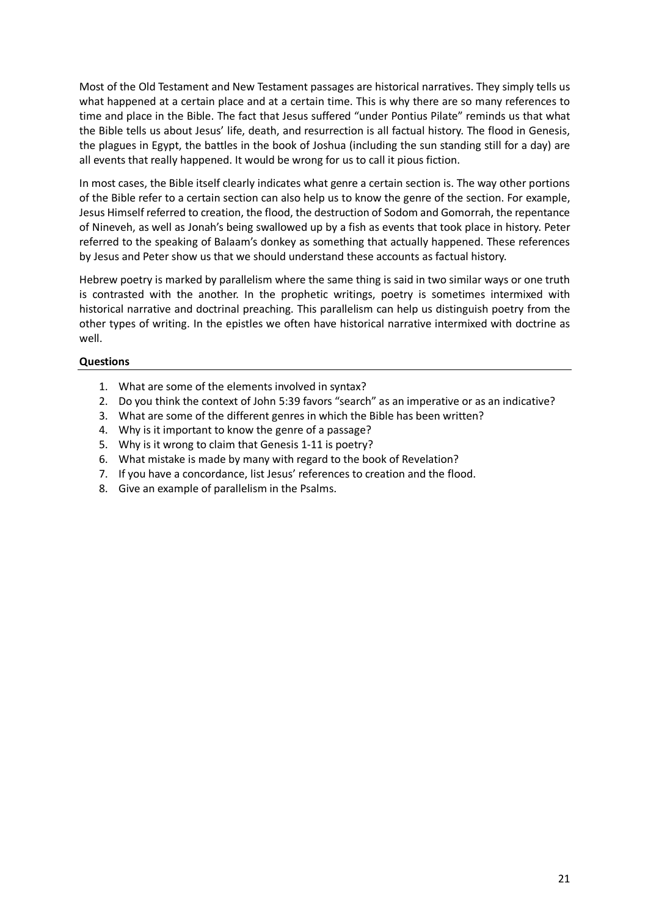Most of the Old Testament and New Testament passages are historical narratives. They simply tells us what happened at a certain place and at a certain time. This is why there are so many references to time and place in the Bible. The fact that Jesus suffered "under Pontius Pilate" reminds us that what the Bible tells us about Jesus' life, death, and resurrection is all factual history. The flood in Genesis, the plagues in Egypt, the battles in the book of Joshua (including the sun standing still for a day) are all events that really happened. It would be wrong for us to call it pious fiction.

In most cases, the Bible itself clearly indicates what genre a certain section is. The way other portions of the Bible refer to a certain section can also help us to know the genre of the section. For example, Jesus Himself referred to creation, the flood, the destruction of Sodom and Gomorrah, the repentance of Nineveh, as well as Jonah's being swallowed up by a fish as events that took place in history. Peter referred to the speaking of Balaam's donkey as something that actually happened. These references by Jesus and Peter show us that we should understand these accounts as factual history.

Hebrew poetry is marked by parallelism where the same thing is said in two similar ways or one truth is contrasted with the another. In the prophetic writings, poetry is sometimes intermixed with historical narrative and doctrinal preaching. This parallelism can help us distinguish poetry from the other types of writing. In the epistles we often have historical narrative intermixed with doctrine as well.

**Questions**

1. What are some of the elements involved in syntax?
2. Do you think the context of John 5:39 favors "search" as an imperative or as an indicative?
3. What are some of the different genres in which the Bible has been written?
4. Why is it important to know the genre of a passage?
5. Why is it wrong to claim that Genesis 1-11 is poetry?
6. What mistake is made by many with regard to the book of Revelation?
7. If you have a concordance, list Jesus' references to creation and the flood.
8. Give an example of parallelism in the Psalms.